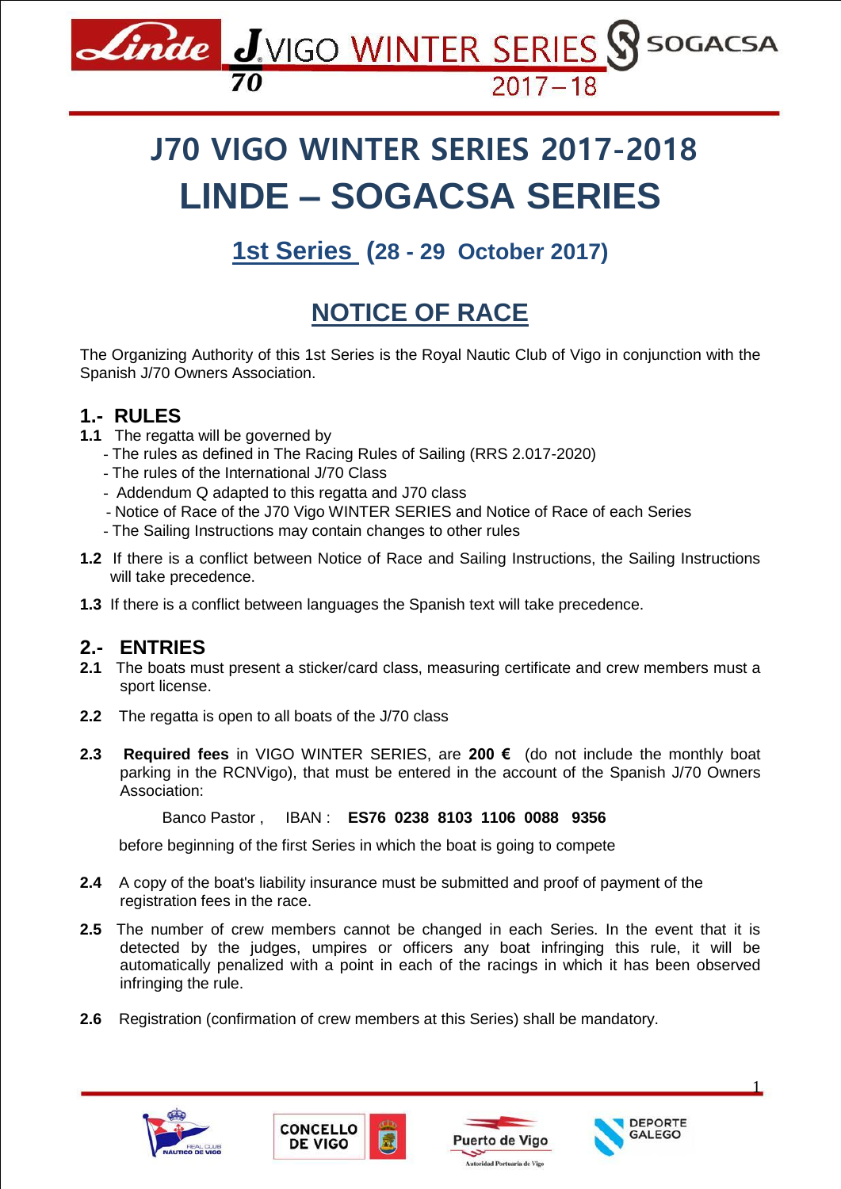# J70 VIGO WINTER SERIES 2017-2018

# LINDE – SOGACSA SERIES

## 1st Series (28 - 29 October 2017)

## NOTICE OF RACE

The Organizing Authority of this 1st Series is the Royal Nautic Club of Vigo in conjunction with the Spanish J/70 Owners Association.

### 1.- RULES

**1.1** The regatta will be governed by

- The rules as defined in The Racing Rules of Sailing (RRS 2.017-2020)
- The rules of the International J/70 Class
- Addendum Q adapted to this regatta and J70 class
- Notice of Race of the J70 Vigo WINTER SERIES and Notice of Race of each Series
- The Sailing Instructions may contain changes to other rules

**1.2** If there is a conflict between Notice of Race and Sailing Instructions, the Sailing Instructions will take precedence.

**1.3** If there is a conflict between languages the Spanish text will take precedence.

### 2.- ENTRIES

**2.1** The boats must present a sticker/card class, measuring certificate and crew members must a sport license.

**2.2** The regatta is open to all boats of the J/70 class

**2.3** **Required fees** in VIGO WINTER SERIES, are **200 €** (do not include the monthly boat parking in the RCNVigo), that must be entered in the account of the Spanish J/70 Owners Association:

Banco Pastor , IBAN : **ES76 0238 8103 1106 0088 9356**

before beginning of the first Series in which the boat is going to compete

**2.4** A copy of the boat's liability insurance must be submitted and proof of payment of the registration fees in the race.

**2.5** The number of crew members cannot be changed in each Series. In the event that it is detected by the judges, umpires or officers any boat infringing this rule, it will be automatically penalized with a point in each of the racings in which it has been observed infringing the rule.

**2.6** Registration (confirmation of crew members at this Series) shall be mandatory.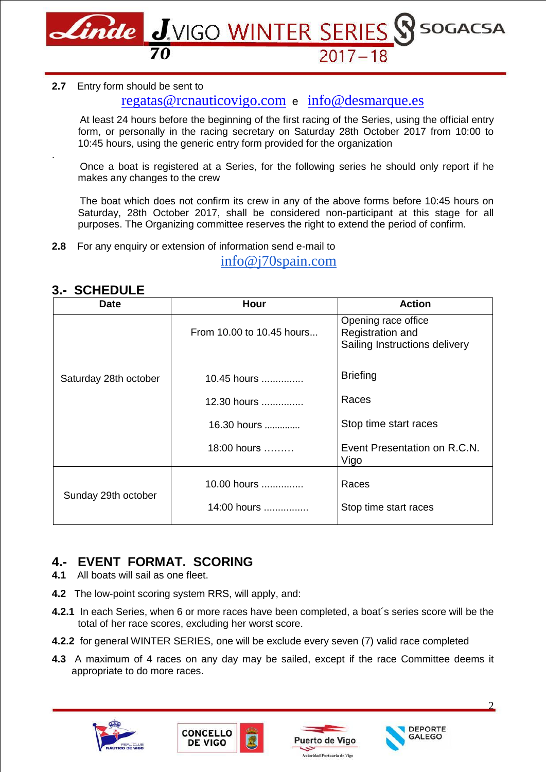**2.7** Entry form should be sent to

regatas@rcnauticovigo.com e info@desmarque.es

At least 24 hours before the beginning of the first racing of the Series, using the official entry form, or personally in the racing secretary on Saturday 28th October 2017 from 10:00 to 10:45 hours, using the generic entry form provided for the organization

.

Once a boat is registered at a Series, for the following series he should only report if he makes any changes to the crew

The boat which does not confirm its crew in any of the above forms before 10:45 hours on Saturday, 28th October 2017, shall be considered non-participant at this stage for all purposes. The Organizing committee reserves the right to extend the period of confirm.

**2.8** For any enquiry or extension of information send e-mail to

info@j70spain.com

## 3.- SCHEDULE

| Date | Hour | Action |
|---|---|---|
| Saturday 28th october | From 10.00 to 10.45 hours... | Opening race office Registration and Sailing Instructions delivery |
| | 10.45 hours .............. | Briefing |
| | 12.30 hours .............. | Races |
| | 16.30 hours ............. | Stop time start races |
| | 18:00 hours ……… | Event Presentation on R.C.N. Vigo |
| Sunday 29th october | 10.00 hours .............. | Races |
| | 14:00 hours ................ | Stop time start races |

## 4.- EVENT FORMAT. SCORING

**4.1** All boats will sail as one fleet.

**4.2** The low-point scoring system RRS, will apply, and:

**4.2.1** In each Series, when 6 or more races have been completed, a boat´s series score will be the total of her race scores, excluding her worst score.

**4.2.2** for general WINTER SERIES, one will be exclude every seven (7) valid race completed

**4.3** A maximum of 4 races on any day may be sailed, except if the race Committee deems it appropriate to do more races.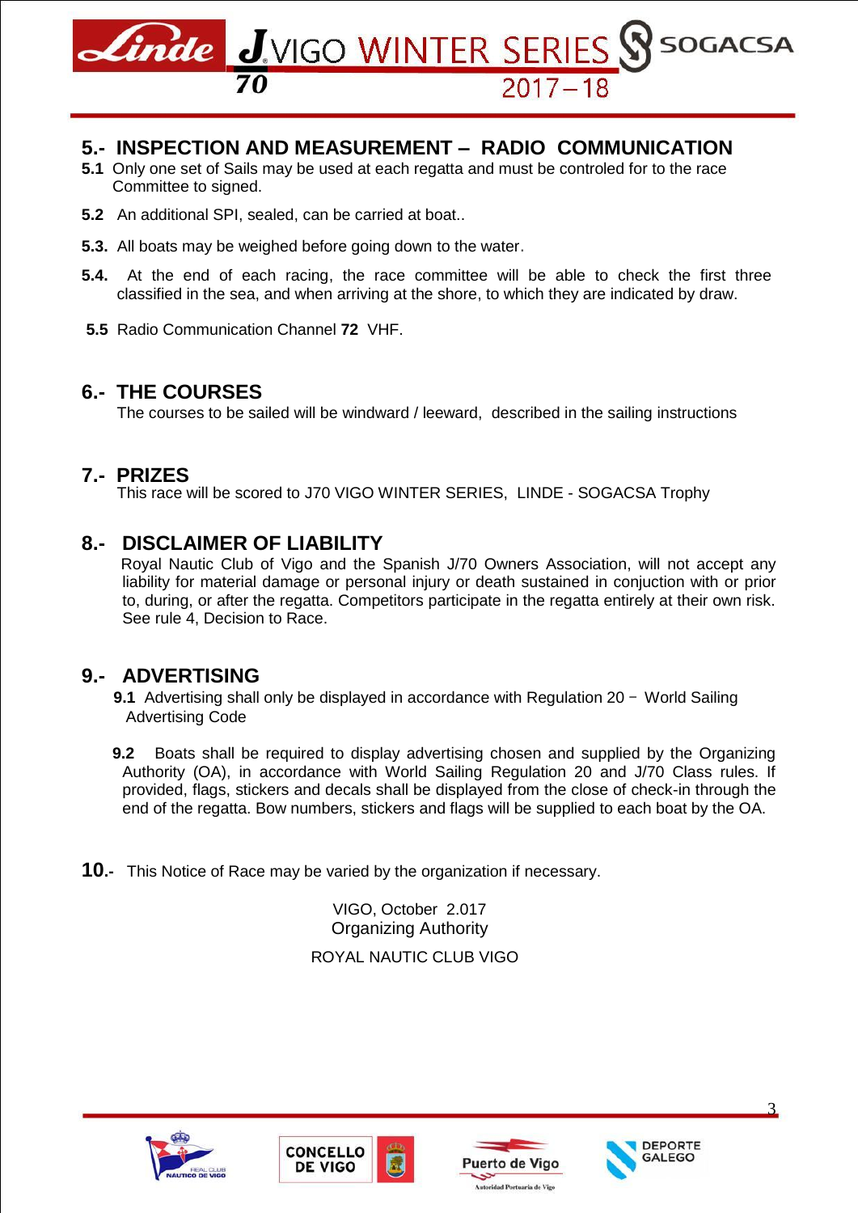## 5.- INSPECTION AND MEASUREMENT – RADIO COMMUNICATION

**5.1** Only one set of Sails may be used at each regatta and must be controled for to the race Committee to signed.

**5.2** An additional SPI, sealed, can be carried at boat..

**5.3.** All boats may be weighed before going down to the water.

**5.4.** At the end of each racing, the race committee will be able to check the first three classified in the sea, and when arriving at the shore, to which they are indicated by draw.

**5.5** Radio Communication Channel **72** VHF.

## 6.- THE COURSES

The courses to be sailed will be windward / leeward, described in the sailing instructions

## 7.- PRIZES

This race will be scored to J70 VIGO WINTER SERIES, LINDE - SOGACSA Trophy

## 8.- DISCLAIMER OF LIABILITY

Royal Nautic Club of Vigo and the Spanish J/70 Owners Association, will not accept any liability for material damage or personal injury or death sustained in conjuction with or prior to, during, or after the regatta. Competitors participate in the regatta entirely at their own risk. See rule 4, Decision to Race.

## 9.- ADVERTISING

**9.1** Advertising shall only be displayed in accordance with Regulation 20 – World Sailing Advertising Code

**9.2** Boats shall be required to display advertising chosen and supplied by the Organizing Authority (OA), in accordance with World Sailing Regulation 20 and J/70 Class rules. If provided, flags, stickers and decals shall be displayed from the close of check-in through the end of the regatta. Bow numbers, stickers and flags will be supplied to each boat by the OA.

**10.-** This Notice of Race may be varied by the organization if necessary.

VIGO, October 2.017
Organizing Authority

ROYAL NAUTIC CLUB VIGO